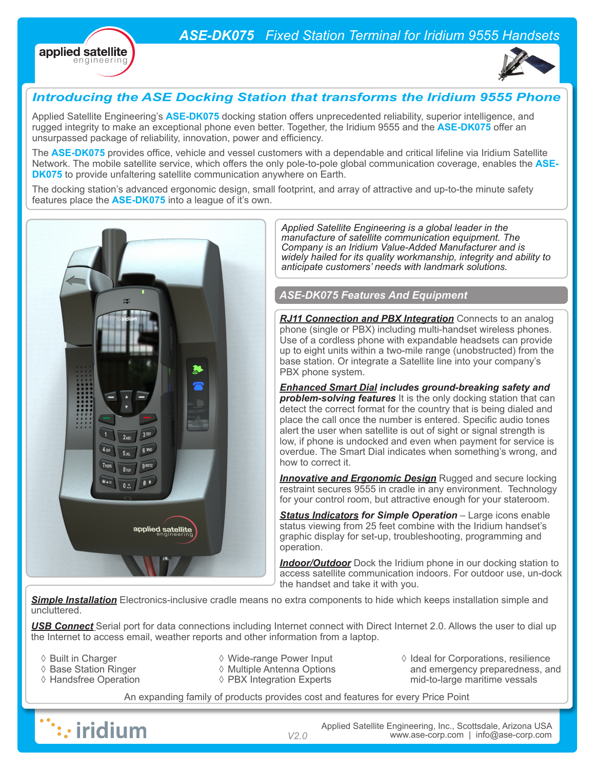# ASE-DK075 *Fixed Station Terminal for Iridium 9555 Handsets*

## *Introducing the ASE Docking Station that transforms the Iridium 9555 Phone*

Applied Satellite Engineering's **ASE-DK075** docking station offers unprecedented reliability, superior intelligence, and rugged integrity to make an exceptional phone even better. Together, the Iridium 9555 and the **ASE-DK075** offer an unsurpassed package of reliability, innovation, power and efficiency.

The **ASE-DK075** provides office, vehicle and vessel customers with a dependable and critical lifeline via Iridium Satellite Network. The mobile satellite service, which offers the only pole-to-pole global communication coverage, enables the **ASE-DK075** to provide unfaltering satellite communication anywhere on Earth.

The docking station's advanced ergonomic design, small footprint, and array of attractive and up-to-the minute safety features place the **ASE-DK075** into a league of it's own.

*Applied Satellite Engineering is a global leader in the manufacture of satellite communication equipment. The Company is an Iridium Value-Added Manufacturer and is widely hailed for its quality workmanship, integrity and ability to anticipate customers' needs with landmark solutions.*

### *ASE-DK075 Features And Equipment*

***RJ11 Connection and PBX Integration*** Connects to an analog phone (single or PBX) including multi-handset wireless phones. Use of a cordless phone with expandable headsets can provide up to eight units within a two-mile range (unobstructed) from the base station. Or integrate a Satellite line into your company's PBX phone system.

***Enhanced Smart Dial includes ground-breaking safety and problem-solving features*** It is the only docking station that can detect the correct format for the country that is being dialed and place the call once the number is entered. Specific audio tones alert the user when satellite is out of sight or signal strength is low, if phone is undocked and even when payment for service is overdue. The Smart Dial indicates when something's wrong, and how to correct it.

***Innovative and Ergonomic Design*** Rugged and secure locking restraint secures 9555 in cradle in any environment. Technology for your control room, but attractive enough for your stateroom.

***Status Indicators for Simple Operation*** – Large icons enable status viewing from 25 feet combine with the Iridium handset's graphic display for set-up, troubleshooting, programming and operation.

***Indoor/Outdoor*** Dock the Iridium phone in our docking station to access satellite communication indoors. For outdoor use, un-dock the handset and take it with you.

***Simple Installation*** Electronics-inclusive cradle means no extra components to hide which keeps installation simple and uncluttered.

***USB Connect*** Serial port for data connections including Internet connect with Direct Internet 2.0. Allows the user to dial up the Internet to access email, weather reports and other information from a laptop.

- ◊ Built in Charger
- ◊ Base Station Ringer
- ◊ Handsfree Operation
- ◊ Wide-range Power Input
- ◊ Multiple Antenna Options
- ◊ PBX Integration Experts
- ◊ Ideal for Corporations, resilience and emergency preparedness, and mid-to-large maritime vessals

An expanding family of products provides cost and features for every Price Point

V2.0

Applied Satellite Engineering, Inc., Scottsdale, Arizona USA
www.ase-corp.com | info@ase-corp.com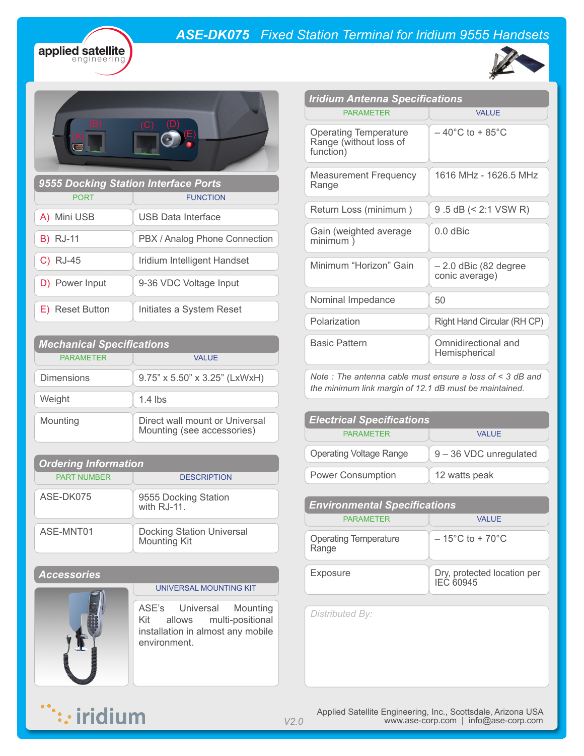# ASE-DK075 *Fixed Station Terminal for Iridium 9555 Handsets*

applied satellite engineering

(B) (C) (D) (A) (E)

## 9555 Docking Station Interface Ports

| PORT | FUNCTION |
|---|---|
| A) Mini USB | USB Data Interface |
| B) RJ-11 | PBX / Analog Phone Connection |
| C) RJ-45 | Iridium Intelligent Handset |
| D) Power Input | 9-36 VDC Voltage Input |
| E) Reset Button | Initiates a System Reset |

## Mechanical Specifications

| PARAMETER | VALUE |
|---|---|
| Dimensions | 9.75" x 5.50" x 3.25" (LxWxH) |
| Weight | 1.4 lbs |
| Mounting | Direct wall mount or Universal Mounting (see accessories) |

## Ordering Information

| PART NUMBER | DESCRIPTION |
|---|---|
| ASE-DK075 | 9555 Docking Station with RJ-11. |
| ASE-MNT01 | Docking Station Universal Mounting Kit |

## Accessories

**UNIVERSAL MOUNTING KIT**

ASE's Universal Mounting Kit allows multi-positional installation in almost any mobile environment.

## Iridium Antenna Specifications

| PARAMETER | VALUE |
|---|---|
| Operating Temperature Range (without loss of function) | – 40°C to + 85°C |
| Measurement Frequency Range | 1616 MHz - 1626.5 MHz |
| Return Loss (minimum ) | 9 .5 dB (< 2:1 VSW R) |
| Gain (weighted average minimum ) | 0.0 dBic |
| Minimum "Horizon" Gain | – 2.0 dBic (82 degree conic average) |
| Nominal Impedance | 50 |
| Polarization | Right Hand Circular (RH CP) |
| Basic Pattern | Omnidirectional and Hemispherical |

*Note : The antenna cable must ensure a loss of < 3 dB and the minimum link margin of 12.1 dB must be maintained.*

## Electrical Specifications

| PARAMETER | VALUE |
|---|---|
| Operating Voltage Range | 9 – 36 VDC unregulated |
| Power Consumption | 12 watts peak |

## Environmental Specifications

| PARAMETER | VALUE |
|---|---|
| Operating Temperature Range | – 15°C to + 70°C |
| Exposure | Dry, protected location per IEC 60945 |

*Distributed By:*

iridium

V2.0

Applied Satellite Engineering, Inc., Scottsdale, Arizona USA
www.ase-corp.com | info@ase-corp.com